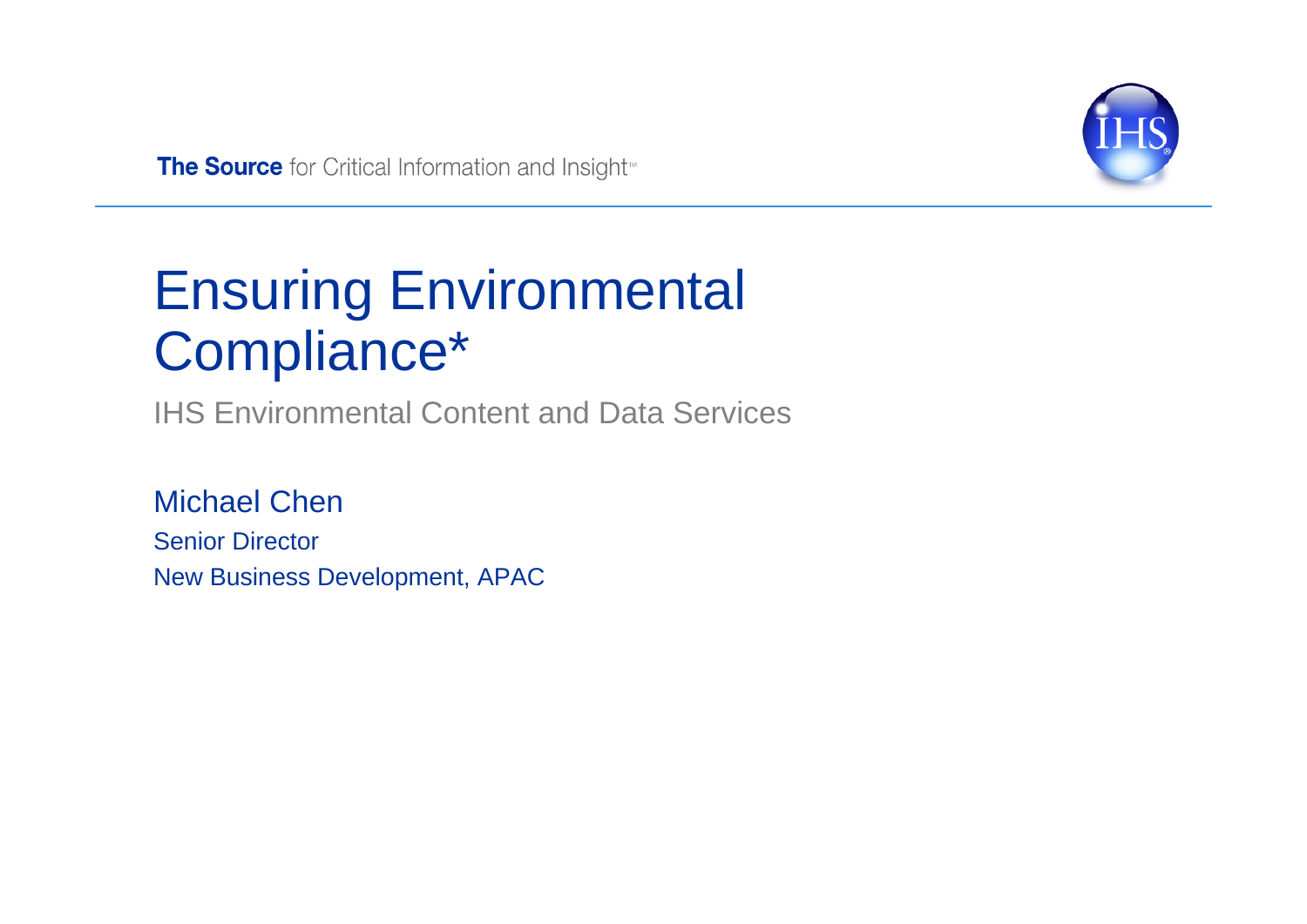The Source for Critical Information and Insight™

# Ensuring Environmental Compliance*

IHS Environmental Content and Data Services

Michael Chen

Senior Director

New Business Development, APAC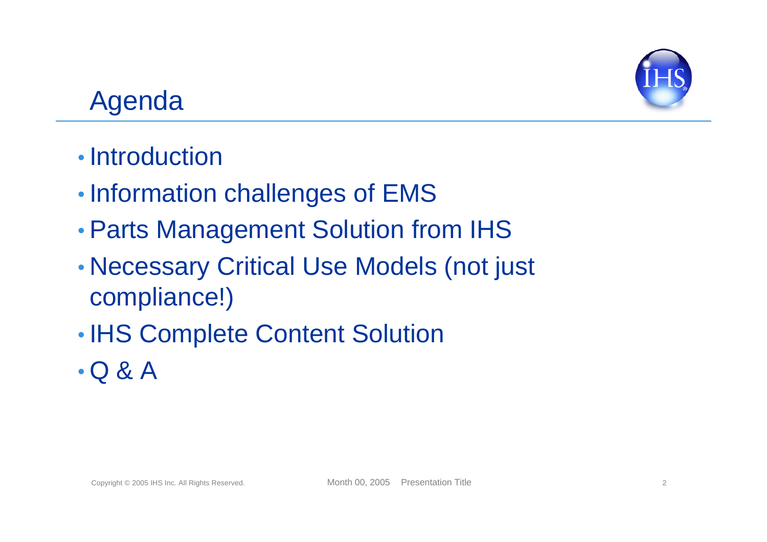# Agenda

- Introduction
- Information challenges of EMS
- Parts Management Solution from IHS
- Necessary Critical Use Models (not just compliance!)
- IHS Complete Content Solution
- Q & A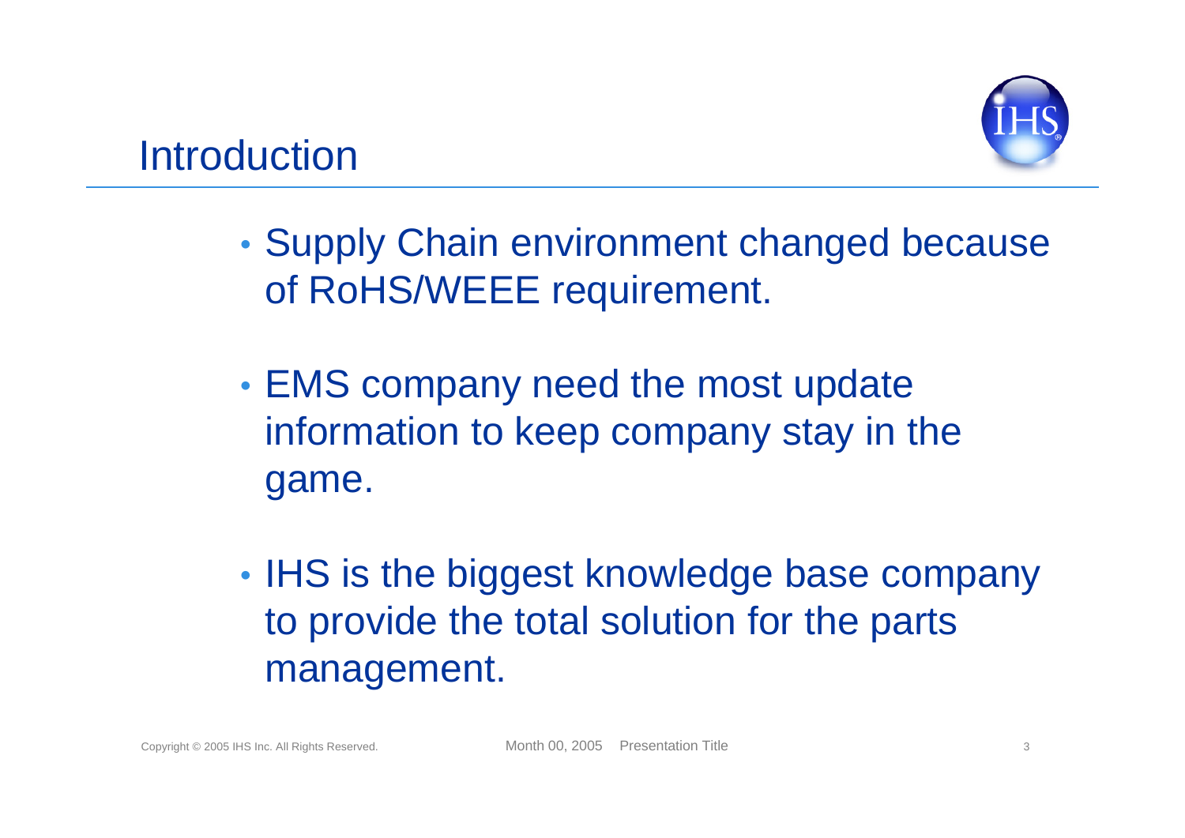# Introduction

- Supply Chain environment changed because of RoHS/WEEE requirement.
- EMS company need the most update information to keep company stay in the game.
- IHS is the biggest knowledge base company to provide the total solution for the parts management.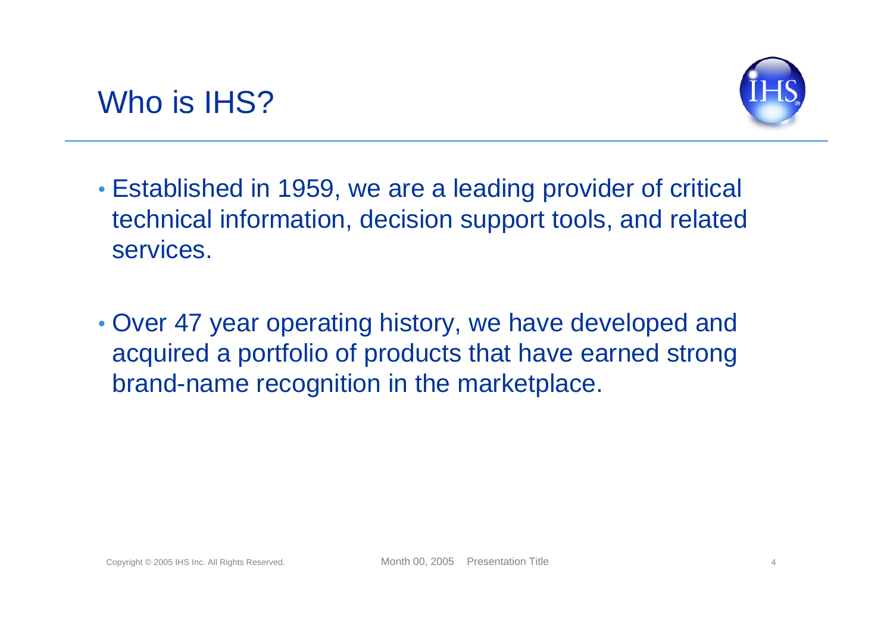# Who is IHS?

- Established in 1959, we are a leading provider of critical technical information, decision support tools, and related services.

- Over 47 year operating history, we have developed and acquired a portfolio of products that have earned strong brand-name recognition in the marketplace.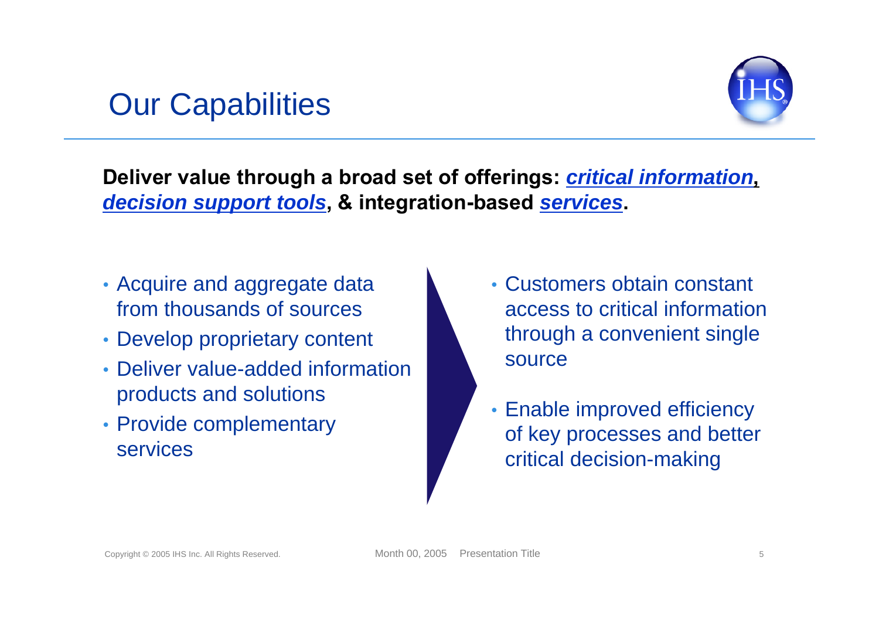# Our Capabilities

**Deliver value through a broad set of offerings: *critical information*, *decision support tools*, & integration-based *services*.**

- Acquire and aggregate data from thousands of sources
- Develop proprietary content
- Deliver value-added information products and solutions
- Provide complementary services

- Customers obtain constant access to critical information through a convenient single source
- Enable improved efficiency of key processes and better critical decision-making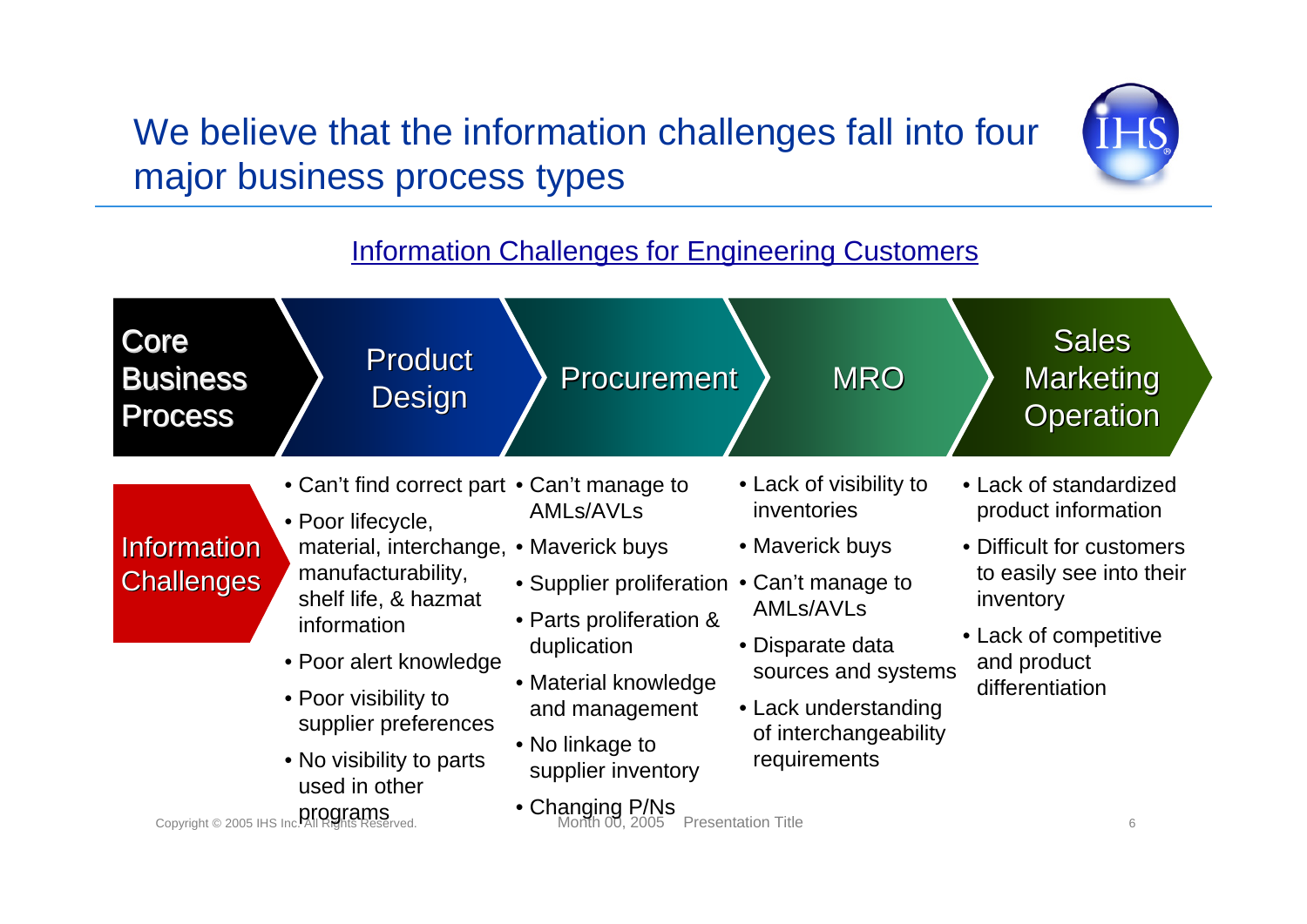# We believe that the information challenges fall into four major business process types

## Information Challenges for Engineering Customers

| Core Business Process | Product Design | Procurement | MRO | Sales Marketing Operation |
| --- | --- | --- | --- | --- |
| Information Challenges | • Can't find correct part<br>• Poor lifecycle, material, interchange, manufacturability, shelf life, & hazmat information<br>• Poor alert knowledge<br>• Poor visibility to supplier preferences<br>• No visibility to parts used in other programs | • Can't manage to AMLs/AVLs<br>• Maverick buys<br>• Supplier proliferation<br>• Parts proliferation & duplication<br>• Material knowledge and management<br>• No linkage to supplier inventory<br>• Changing P/Ns | • Lack of visibility to inventories<br>• Maverick buys<br>• Can't manage to AMLs/AVLs<br>• Disparate data sources and systems<br>• Lack understanding of interchangeability requirements | • Lack of standardized product information<br>• Difficult for customers to easily see into their inventory<br>• Lack of competitive and product differentiation |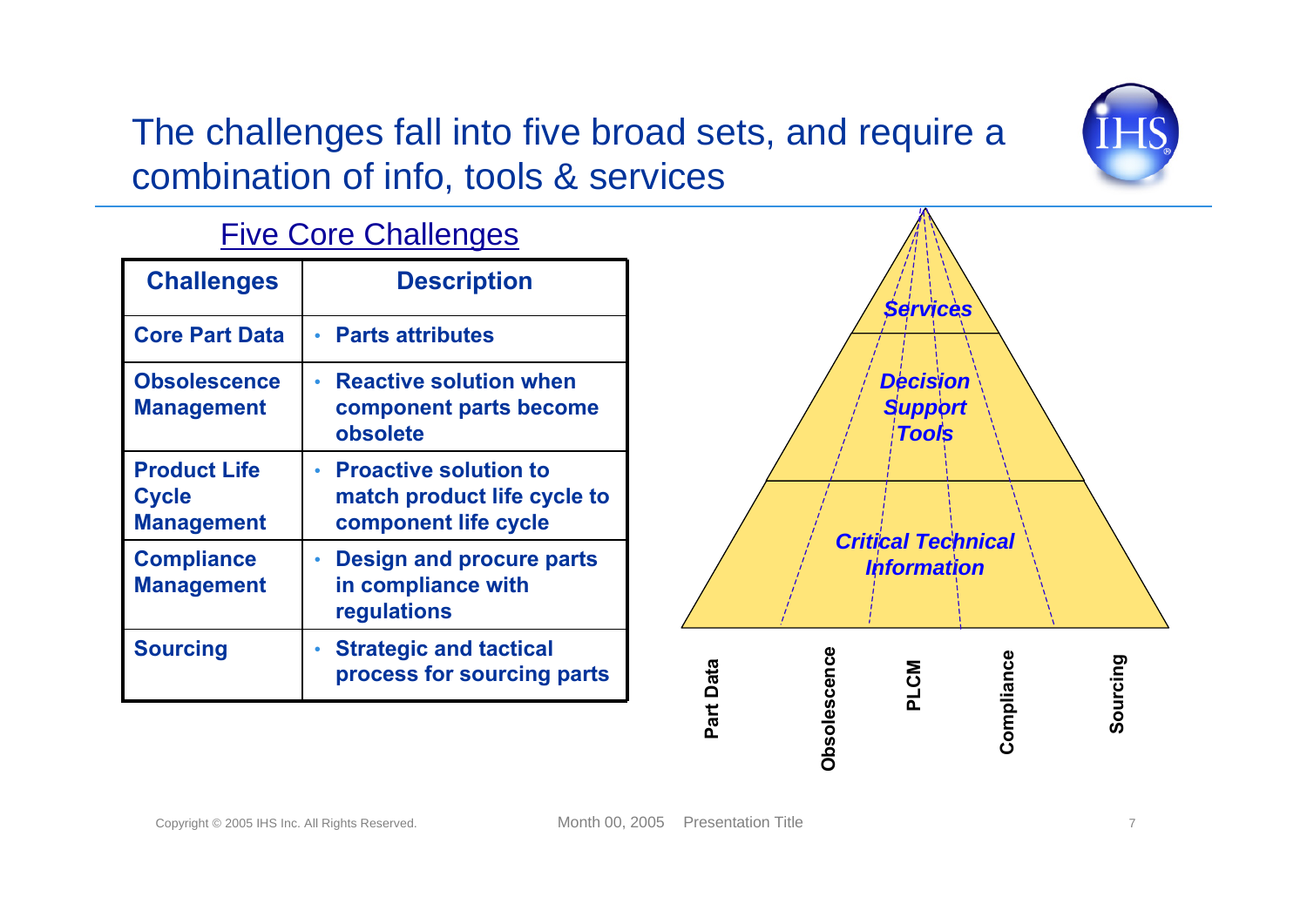# The challenges fall into five broad sets, and require a combination of info, tools & services

## Five Core Challenges

| Challenges | Description |
|---|---|
| **Core Part Data** | • Parts attributes |
| **Obsolescence Management** | • Reactive solution when component parts become obsolete |
| **Product Life Cycle Management** | • Proactive solution to match product life cycle to component life cycle |
| **Compliance Management** | • Design and procure parts in compliance with regulations |
| **Sourcing** | • Strategic and tactical process for sourcing parts |

*Services*

*Decision Support Tools*

*Critical Technical Information*

**Part Data** **Obsolescence** **PLCM** **Compliance** **Sourcing**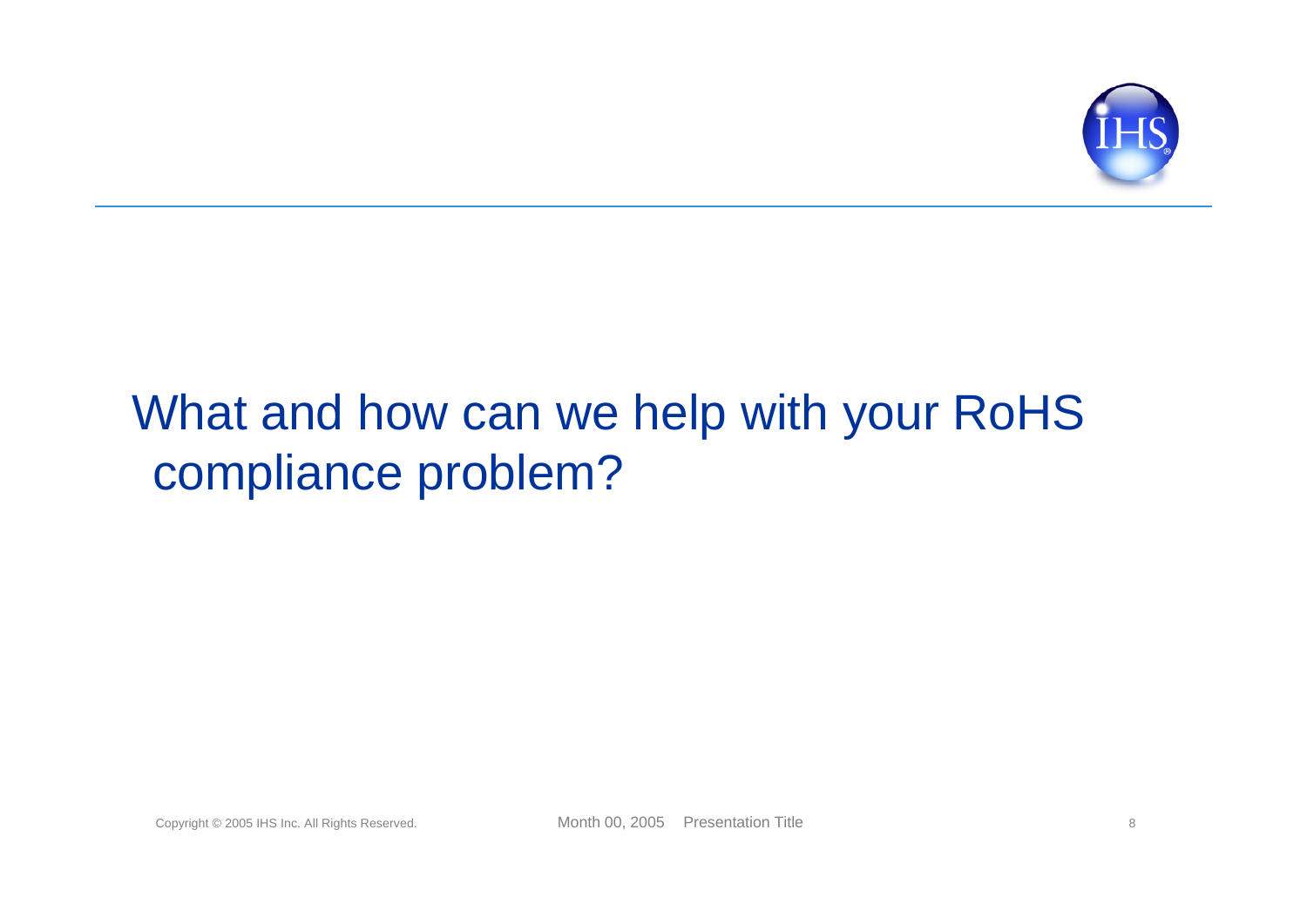# What and how can we help with your RoHS compliance problem?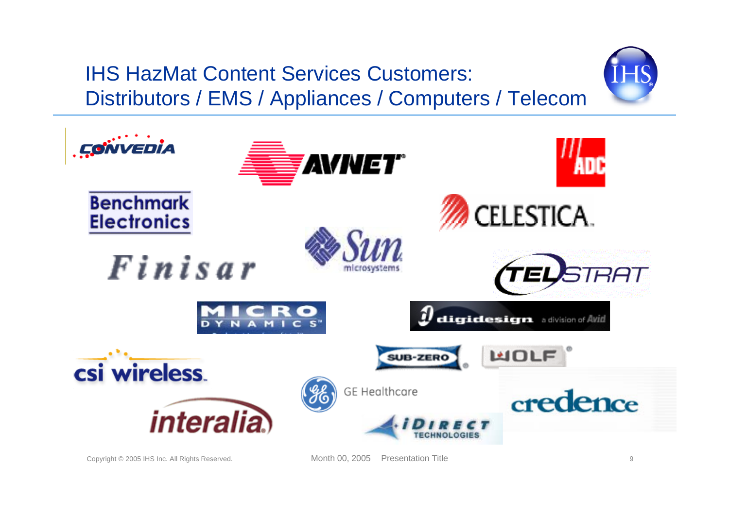# IHS HazMat Content Services Customers: Distributors / EMS / Appliances / Computers / Telecom

- Convedia
- Avnet
- ADC
- Benchmark Electronics
- Celestica
- Sun microsystems
- Finisar
- TelStrat
- Micro Dynamics
- digidesign a division of Avid
- csi wireless.
- Sub-Zero
- Wolf
- GE Healthcare
- credence
- interalia
- iDirect Technologies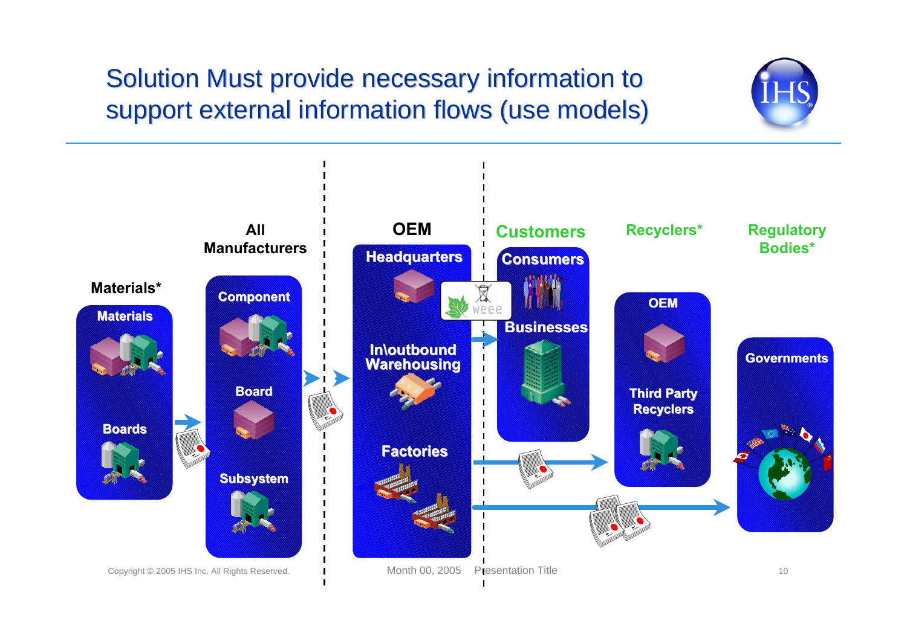# Solution Must provide necessary information to support external information flows (use models)

**Materials***
- Materials
- Boards

**All Manufacturers**
- Component
- Board
- Subsystem

**OEM**
- Headquarters
- In\outbound Warehousing
- Factories

weee

**Customers**
- Consumers
- Businesses

**Recyclers***
- OEM
- Third Party Recyclers

**Regulatory Bodies***
- Governments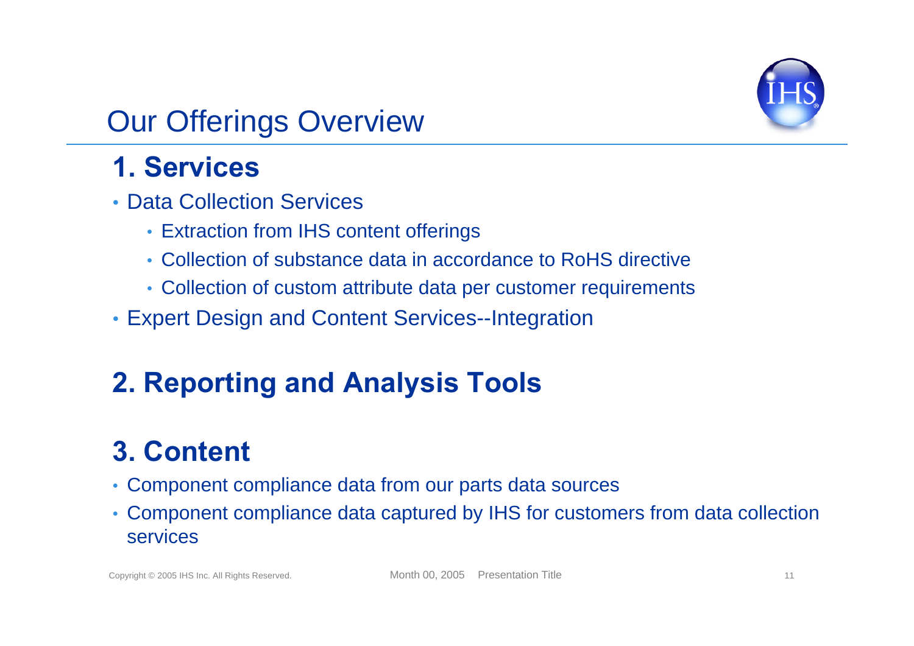# Our Offerings Overview

## 1. Services

- Data Collection Services
  - Extraction from IHS content offerings
  - Collection of substance data in accordance to RoHS directive
  - Collection of custom attribute data per customer requirements
- Expert Design and Content Services--Integration

## 2. Reporting and Analysis Tools

## 3. Content

- Component compliance data from our parts data sources
- Component compliance data captured by IHS for customers from data collection services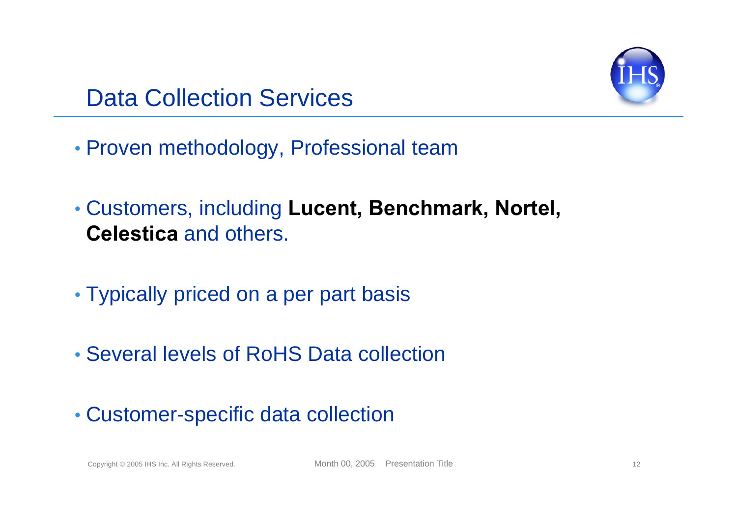# Data Collection Services

- Proven methodology, Professional team
- Customers, including **Lucent, Benchmark, Nortel, Celestica** and others.
- Typically priced on a per part basis
- Several levels of RoHS Data collection
- Customer-specific data collection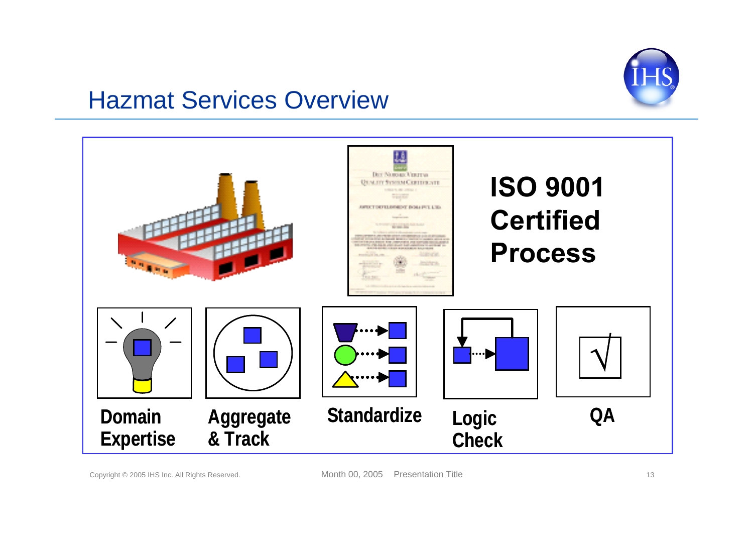# Hazmat Services Overview

**ISO 9001 Certified Process**

**Domain Expertise**

**Aggregate & Track**

**Standardize**

**Logic Check**

**QA**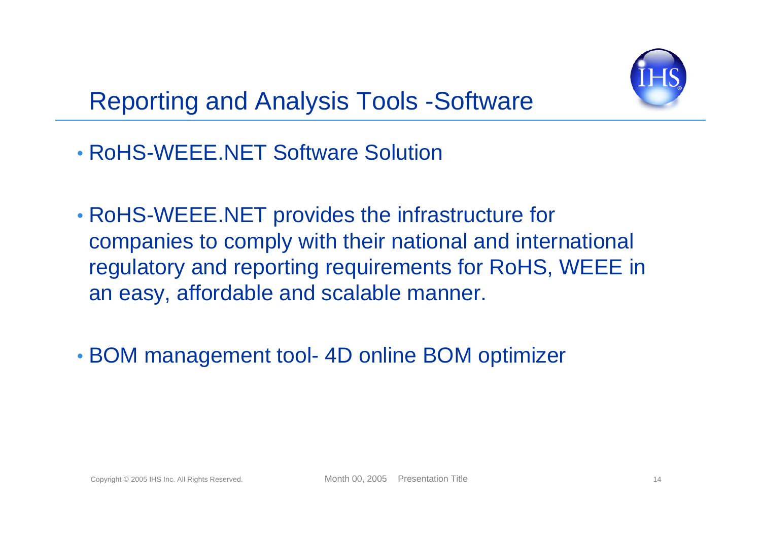# Reporting and Analysis Tools -Software

- RoHS-WEEE.NET Software Solution
- RoHS-WEEE.NET provides the infrastructure for companies to comply with their national and international regulatory and reporting requirements for RoHS, WEEE in an easy, affordable and scalable manner.
- BOM management tool- 4D online BOM optimizer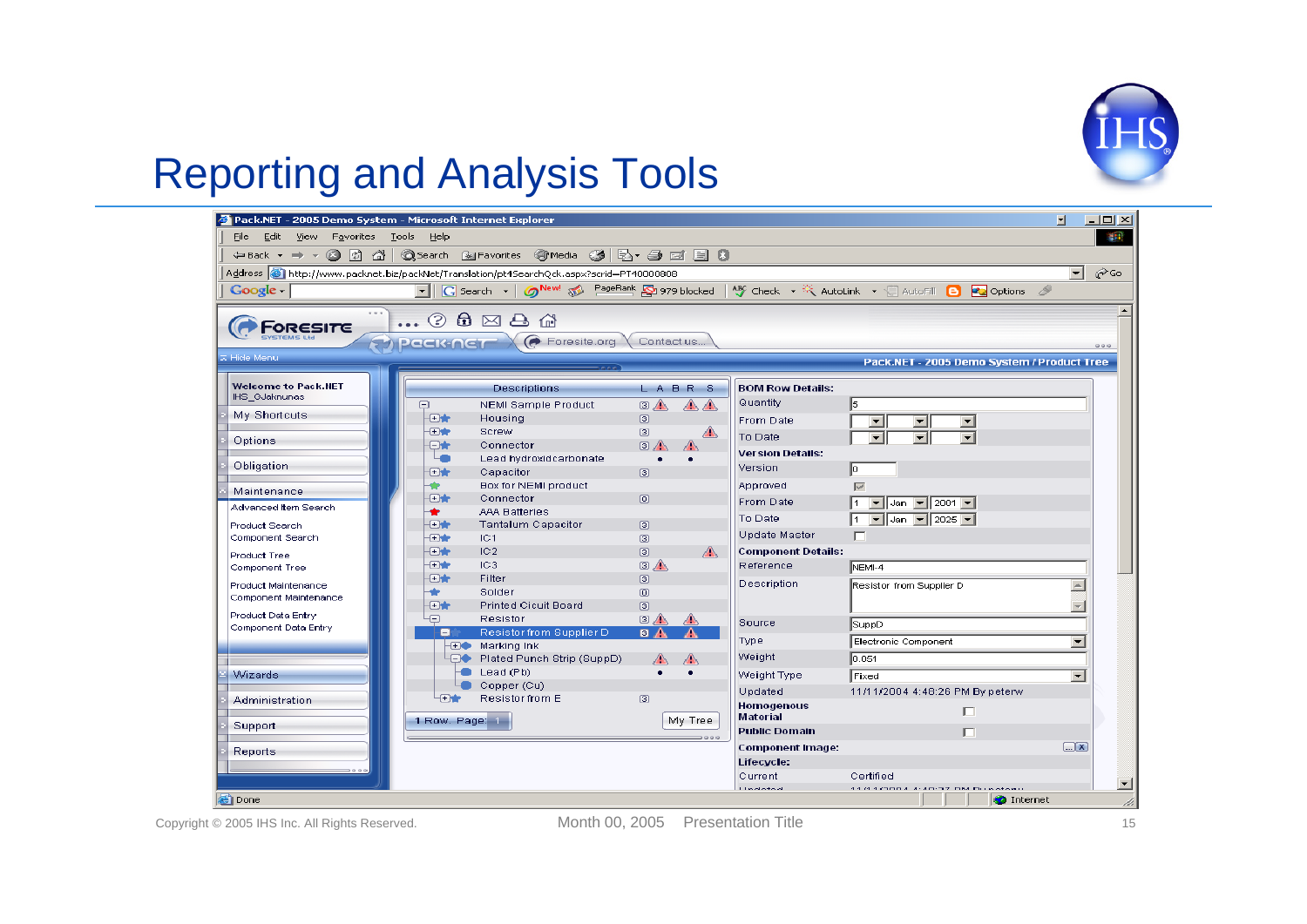# Reporting and Analysis Tools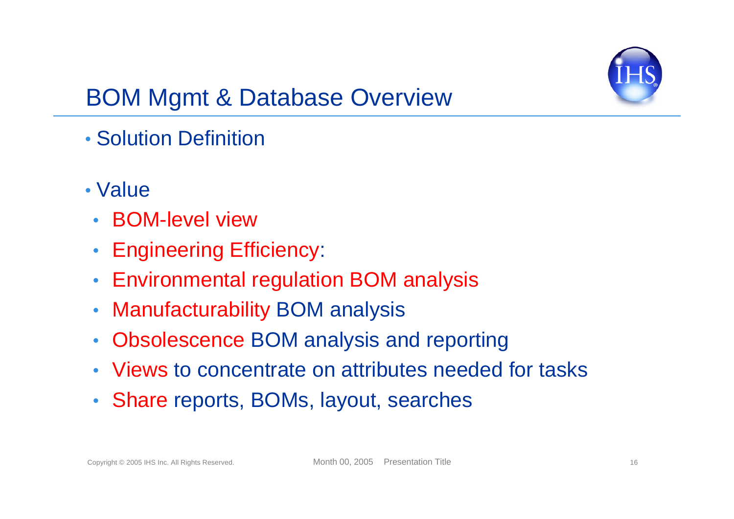# BOM Mgmt & Database Overview

- Solution Definition
- Value
  - BOM-level view
  - Engineering Efficiency:
  - Environmental regulation BOM analysis
  - Manufacturability BOM analysis
  - Obsolescence BOM analysis and reporting
  - Views to concentrate on attributes needed for tasks
  - Share reports, BOMs, layout, searches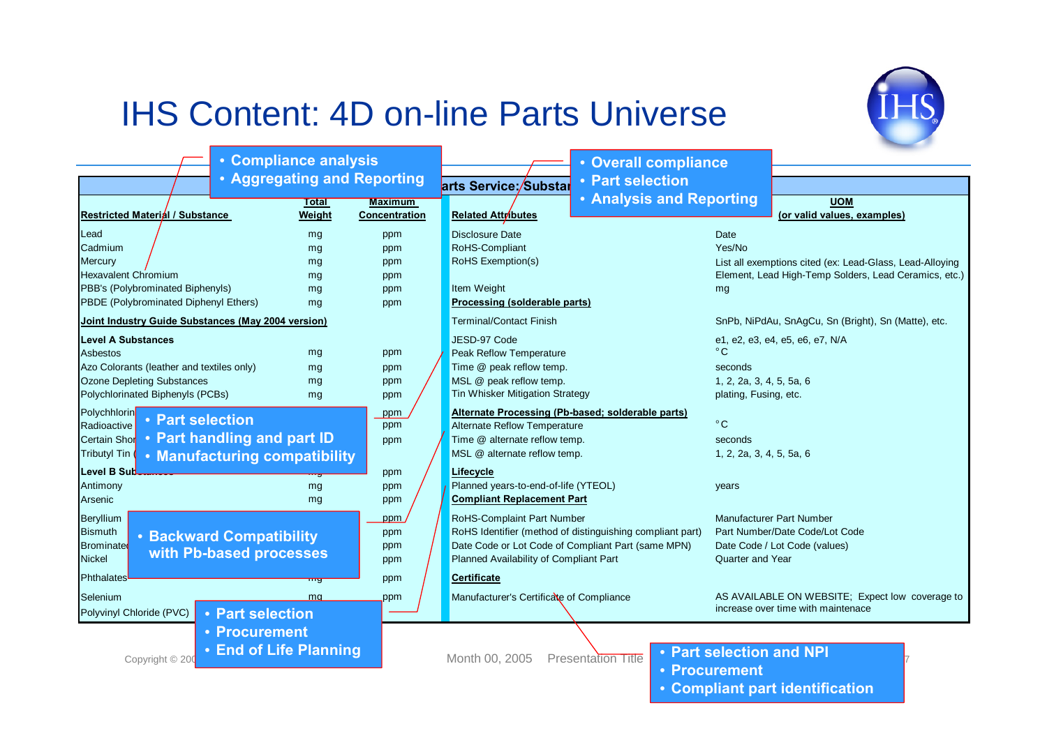# IHS Content: 4D on-line Parts Universe

- Compliance analysis
- Aggregating and Reporting

- Overall compliance
- Part selection
- Analysis and Reporting

| Restricted Material / Substance | Total Weight | Maximum Concentration |
|---|---|---|
| Lead | mg | ppm |
| Cadmium | mg | ppm |
| Mercury | mg | ppm |
| Hexavalent Chromium | mg | ppm |
| PBB's (Polybrominated Biphenyls) | mg | ppm |
| PBDE (Polybrominated Diphenyl Ethers) | mg | ppm |
| **Joint Industry Guide Substances (May 2004 version)** | | |
| **Level A Substances** | | |
| Asbestos | mg | ppm |
| Azo Colorants (leather and textiles only) | mg | ppm |
| Ozone Depleting Substances | mg | ppm |
| Polychlorinated Biphenyls (PCBs) | mg | ppm |
| Polychlorin... | | ppm |
| Radioactive... | | ppm |
| Certain Shor... | | ppm |
| Tributyl Tin (... | | |
| **Level B Sub...** | mg | ppm |
| Antimony | mg | ppm |
| Arsenic | mg | ppm |
| Beryllium | | ppm |
| Bismuth | | ppm |
| Brominated... | | ppm |
| Nickel | | ppm |
| Phthalates | mg | ppm |
| Selenium | mg | ppm |
| Polyvinyl Chloride (PVC) | | |

| ...arts Service: Substan... Related Attributes | UOM (or valid values, examples) |
|---|---|
| Disclosure Date | Date |
| RoHS-Compliant | Yes/No |
| RoHS Exemption(s) | List all exemptions cited (ex: Lead-Glass, Lead-Alloying Element, Lead High-Temp Solders, Lead Ceramics, etc.) |
| Item Weight | mg |
| **Processing (solderable parts)** | |
| Terminal/Contact Finish | SnPb, NiPdAu, SnAgCu, Sn (Bright), Sn (Matte), etc. |
| JESD-97 Code | e1, e2, e3, e4, e5, e6, e7, N/A |
| Peak Reflow Temperature | °C |
| Time @ peak reflow temp. | seconds |
| MSL @ peak reflow temp. | 1, 2, 2a, 3, 4, 5, 5a, 6 |
| Tin Whisker Mitigation Strategy | plating, Fusing, etc. |
| **Alternate Processing (Pb-based; solderable parts)** | |
| Alternate Reflow Temperature | °C |
| Time @ alternate reflow temp. | seconds |
| MSL @ alternate reflow temp. | 1, 2, 2a, 3, 4, 5, 5a, 6 |
| **Lifecycle** | |
| Planned years-to-end-of-life (YTEOL) | years |
| **Compliant Replacement Part** | |
| RoHS-Complaint Part Number | Manufacturer Part Number |
| RoHS Identifier (method of distinguishing compliant part) | Part Number/Date Code/Lot Code |
| Date Code or Lot Code of Compliant Part (same MPN) | Date Code / Lot Code (values) |
| Planned Availability of Compliant Part | Quarter and Year |
| **Certificate** | |
| Manufacturer's Certificate of Compliance | AS AVAILABLE ON WEBSITE; Expect low coverage to increase over time with maintenance |

- Part selection
- Part handling and part ID
- Manufacturing compatibility

- Backward Compatibility with Pb-based processes

- Part selection
- Procurement
- End of Life Planning

- Part selection and NPI
- Procurement
- Compliant part identification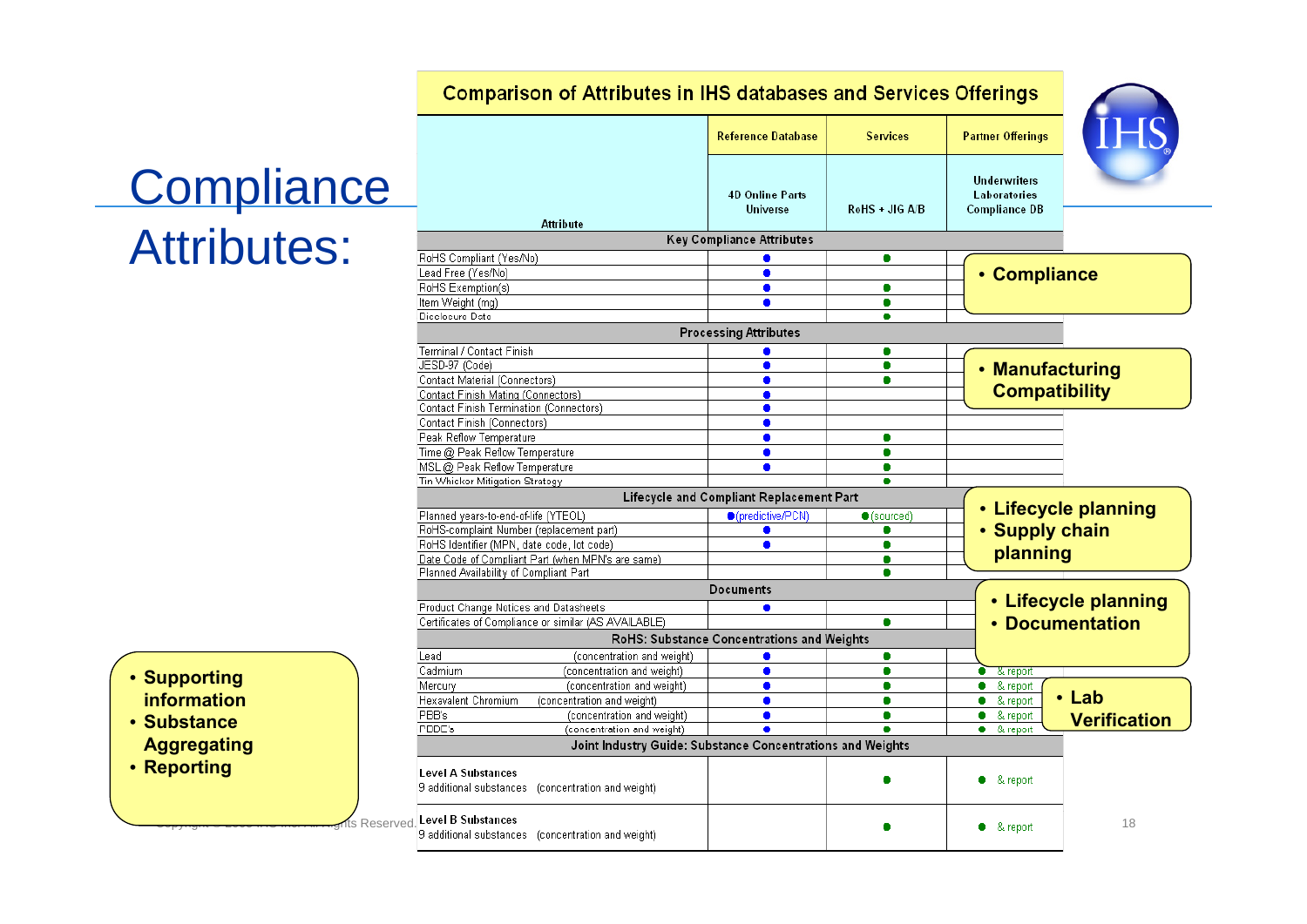# Compliance Attributes:

**Comparison of Attributes in IHS databases and Services Offerings**

| Attribute | Reference Database: 4D Online Parts Universe | Services: RoHS + JIG A/B | Partner Offerings: Underwriters Laboratories Compliance DB |
|---|---|---|---|
| **Key Compliance Attributes** | | | |
| RoHS Compliant (Yes/No) | ● | ● | |
| Lead Free (Yes/No) | ● | | |
| RoHS Exemption(s) | ● | ● | |
| Item Weight (mg) | ● | ● | |
| Disclosure Date | | ● | |
| **Processing Attributes** | | | |
| Terminal / Contact Finish | ● | ● | |
| JESD-97 (Code) | ● | ● | |
| Contact Material (Connectors) | ● | ● | |
| Contact Finish Mating (Connectors) | ● | | |
| Contact Finish Termination (Connectors) | ● | | |
| Contact Finish (Connectors) | ● | | |
| Peak Reflow Temperature | ● | ● | |
| Time @ Peak Reflow Temperature | ● | ● | |
| MSL @ Peak Reflow Temperature | ● | ● | |
| Tin Whisker Mitigation Strategy | | ● | |
| **Lifecycle and Compliant Replacement Part** | | | |
| Planned years-to-end-of-life (YTEOL) | ● (predictive/PCN) | ● (sourced) | |
| RoHS-complaint Number (replacement part) | ● | ● | |
| RoHS Identifier (MPN, date code, lot code) | ● | ● | |
| Date Code of Compliant Part (when MPN's are same) | | ● | |
| Planned Availability of Compliant Part | | ● | |
| **Documents** | | | |
| Product Change Notices and Datasheets | ● | | |
| Certificates of Compliance or similar (AS AVAILABLE) | | ● | |
| **RoHS: Substance Concentrations and Weights** | | | |
| Lead (concentration and weight) | ● | ● | |
| Cadmium (concentration and weight) | ● | ● | ● & report |
| Mercury (concentration and weight) | ● | ● | ● & report |
| Hexavalent Chromium (concentration and weight) | ● | ● | ● & report |
| PBB's (concentration and weight) | ● | ● | ● & report |
| PBDE's (concentration and weight) | ● | ● | ● & report |
| **Joint Industry Guide: Substance Concentrations and Weights** | | | |
| **Level A Substances** 9 additional substances (concentration and weight) | | ● | ● & report |
| **Level B Substances** 9 additional substances (concentration and weight) | | ● | ● & report |

- Compliance
- Manufacturing Compatibility
- Lifecycle planning
- Supply chain planning
- Lifecycle planning
- Documentation
- Lab Verification
- Supporting information
- Substance Aggregating
- Reporting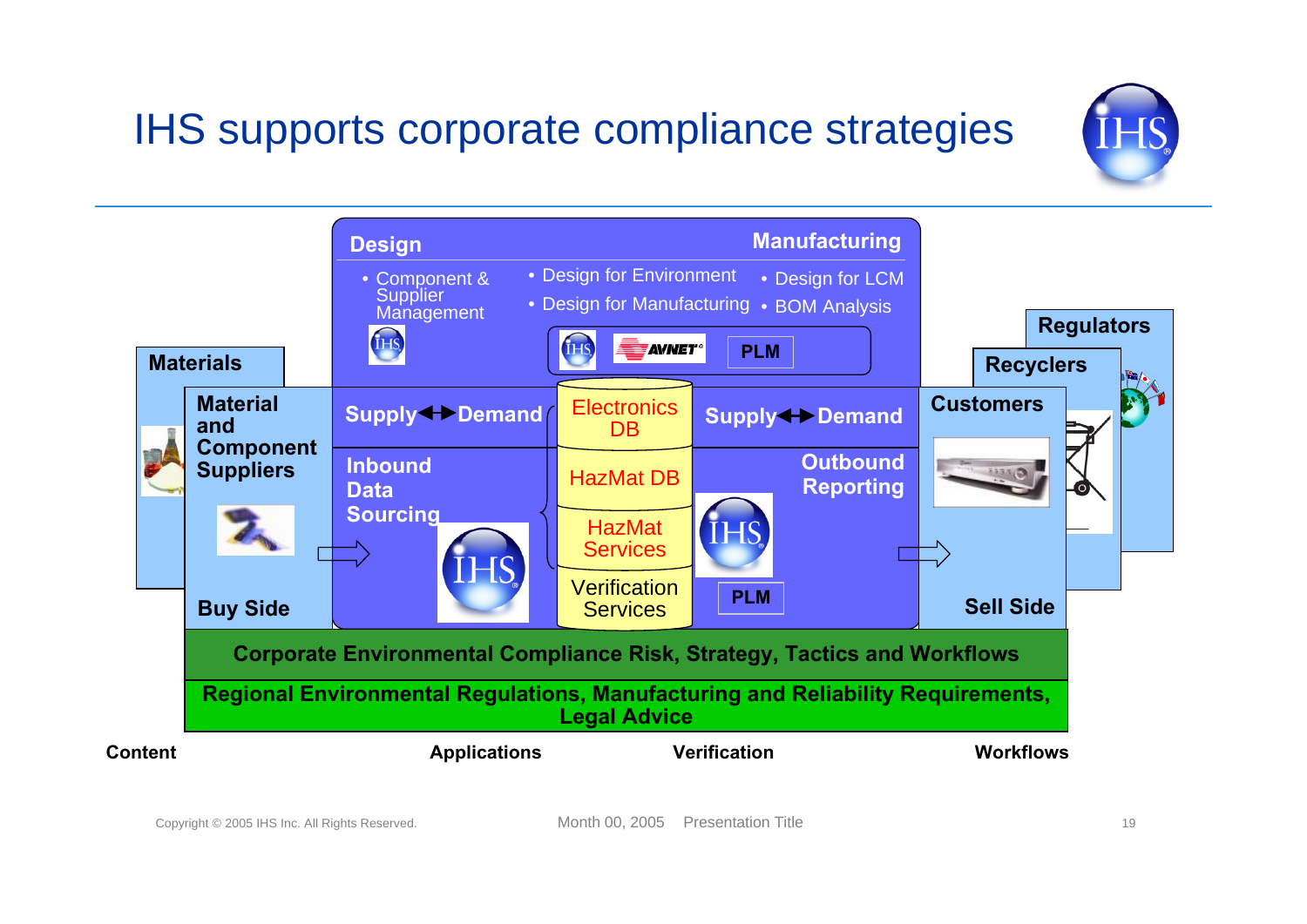# IHS supports corporate compliance strategies

**Design** | **Manufacturing**

- Component & Supplier Management
- Design for Environment
- Design for Manufacturing
- Design for LCM
- BOM Analysis

IHS | AVNET | PLM

**Materials**

**Material and Component Suppliers**

**Buy Side**

**Supply ↔ Demand**

**Inbound Data Sourcing**

Electronics DB

HazMat DB

HazMat Services

Verification Services

**Supply ↔ Demand**

**Outbound Reporting**

PLM

**Regulators**

**Recyclers**

**Customers**

**Sell Side**

**Corporate Environmental Compliance Risk, Strategy, Tactics and Workflows**

**Regional Environmental Regulations, Manufacturing and Reliability Requirements, Legal Advice**

**Content** | **Applications** | **Verification** | **Workflows**

Copyright © 2005 IHS Inc. All Rights Reserved.

Month 00, 2005 Presentation Title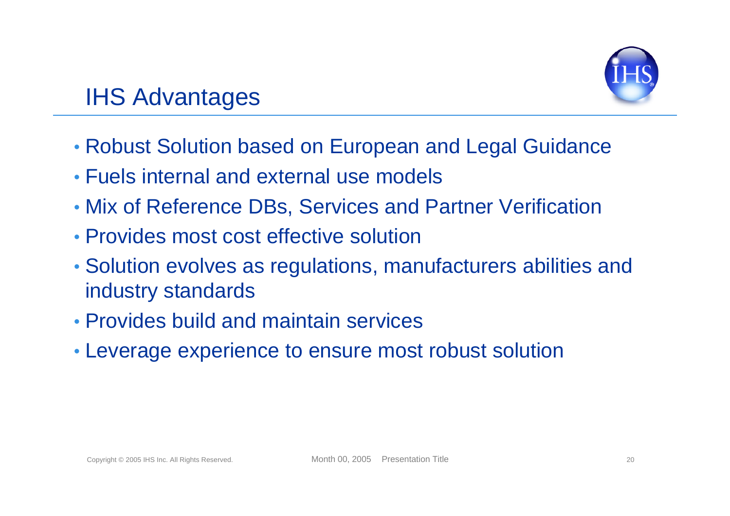# IHS Advantages

- Robust Solution based on European and Legal Guidance
- Fuels internal and external use models
- Mix of Reference DBs, Services and Partner Verification
- Provides most cost effective solution
- Solution evolves as regulations, manufacturers abilities and industry standards
- Provides build and maintain services
- Leverage experience to ensure most robust solution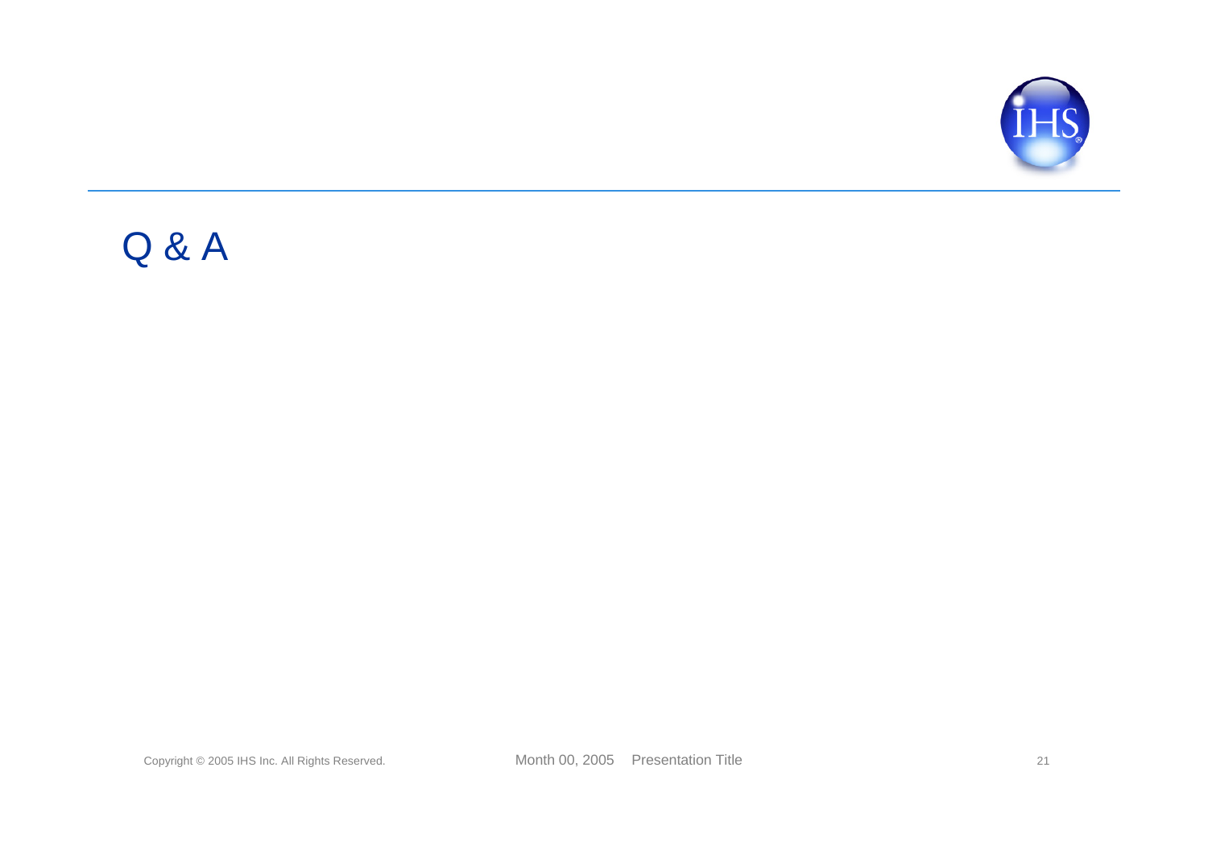# Q & A